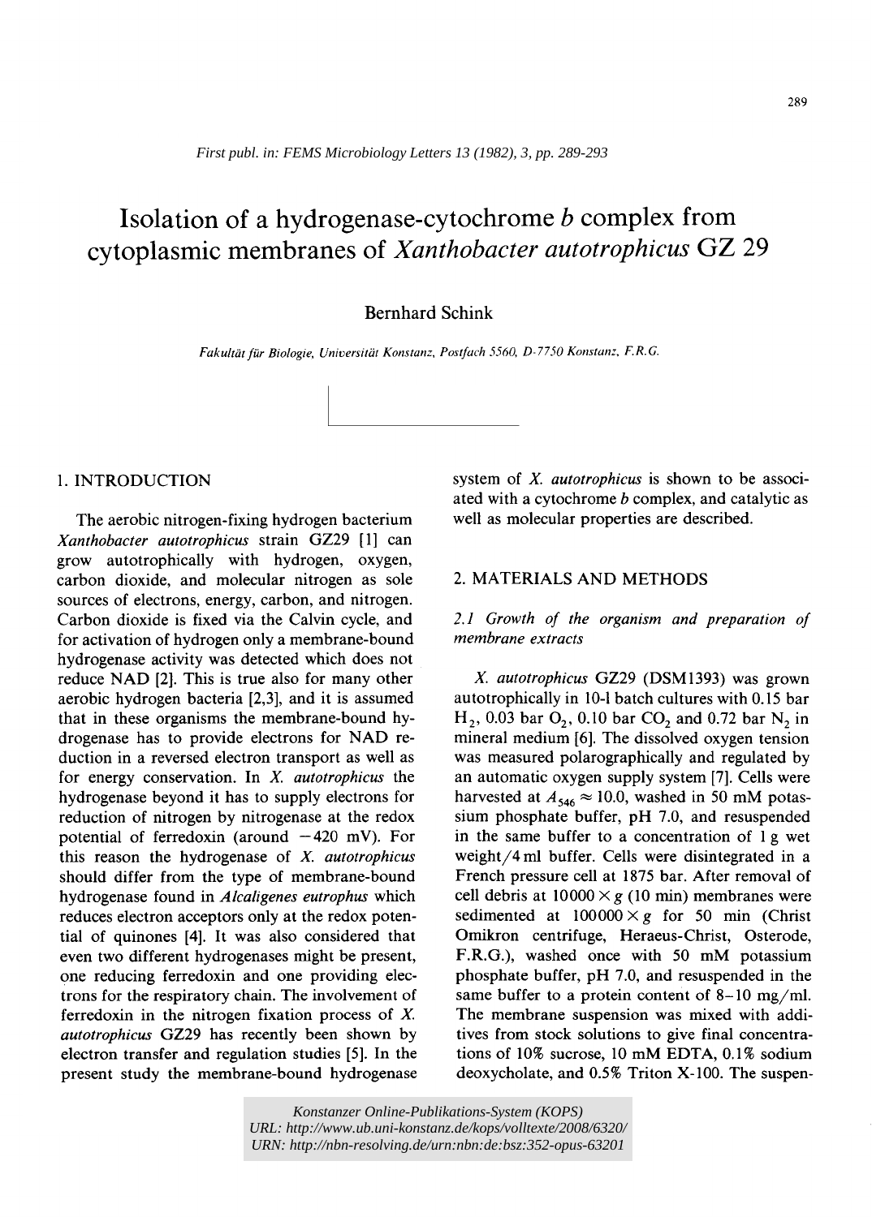*First publ. in: FEMS Microbiology Letters 13 (1982), 3, pp. 289-293*

# Isolation of a hydrogenase-cytochrome *b* complex from cytoplasmic membranes of *Xanthobacter autotrophicus* GZ 29

Bernhard Schink

*Fakultät für Biologie, Universität Konstanz, Postfach 5560, D-7750 Konstanz, F.R.G.*

## 1. INTRODUCTION

The aerobic nitrogen-fixing hydrogen bacterium *Xanthobacter autotrophicus* strain GZ29 [1] can grow autotrophically with hydrogen, oxygen, carbon dioxide, and molecular nitrogen as sole sources of electrons, energy, carbon, and nitrogen. Carbon dioxide is fixed via the Calvin cycle, and for activation of hydrogen only a membrane-bound hydrogenase activity was detected which does not reduce NAD [2]. This is true also for many other aerobic hydrogen bacteria [2,3], and it is assumed that in these organisms the membrane-bound hydrogenase has to provide electrons for NAD reduction in a reversed electron transport as well as for energy conservation. In *X. autotrophicus* the hydrogenase beyond it has to supply electrons for reduction of nitrogen by nitrogenase at the redox potential of ferredoxin (around −420 mV). For this reason the hydrogenase of *X. autotrophicus* should differ from the type of membrane-bound hydrogenase found in *Alcaligenes eutrophus* which reduces electron acceptors only at the redox potential of quinones [4]. It was also considered that even two different hydrogenases might be present, one reducing ferredoxin and one providing electrons for the respiratory chain. The involvement of ferredoxin in the nitrogen fixation process of *X. autotrophicus* GZ29 has recently been shown by electron transfer and regulation studies [5]. In the present study the membrane-bound hydrogenase system of *X. autotrophicus* is shown to be associated with a cytochrome *b* complex, and catalytic as well as molecular properties are described.

## 2. MATERIALS AND METHODS

### *2.1 Growth of the organism and preparation of membrane extracts*

*X. autotrophicus* GZ29 (DSM1393) was grown autotrophically in 10-l batch cultures with 0.15 bar $H_2$, 0.03 bar $O_2$, 0.10 bar $CO_2$ and 0.72 bar $N_2$ in mineral medium [6]. The dissolved oxygen tension was measured polarographically and regulated by an automatic oxygen supply system [7]. Cells were harvested at $A_{546} \approx 10.0$, washed in 50 mM potassium phosphate buffer, pH 7.0, and resuspended in the same buffer to a concentration of 1 g wet weight/4 ml buffer. Cells were disintegrated in a French pressure cell at 1875 bar. After removal of cell debris at $10000 \times g$ (10 min) membranes were sedimented at $100000 \times g$ for 50 min (Christ Omikron centrifuge, Heraeus-Christ, Osterode, F.R.G.), washed once with 50 mM potassium phosphate buffer, pH 7.0, and resuspended in the same buffer to a protein content of 8–10 mg/ml. The membrane suspension was mixed with additives from stock solutions to give final concentrations of 10% sucrose, 10 mM EDTA, 0.1% sodium deoxycholate, and 0.5% Triton X-100. The suspen-

Konstanzer Online-Publikations-System (KOPS)
URL: http://www.ub.uni-konstanz.de/kops/volltexte/2008/6320/
URN: http://nbn-resolving.de/urn:nbn:de:bsz:352-opus-63201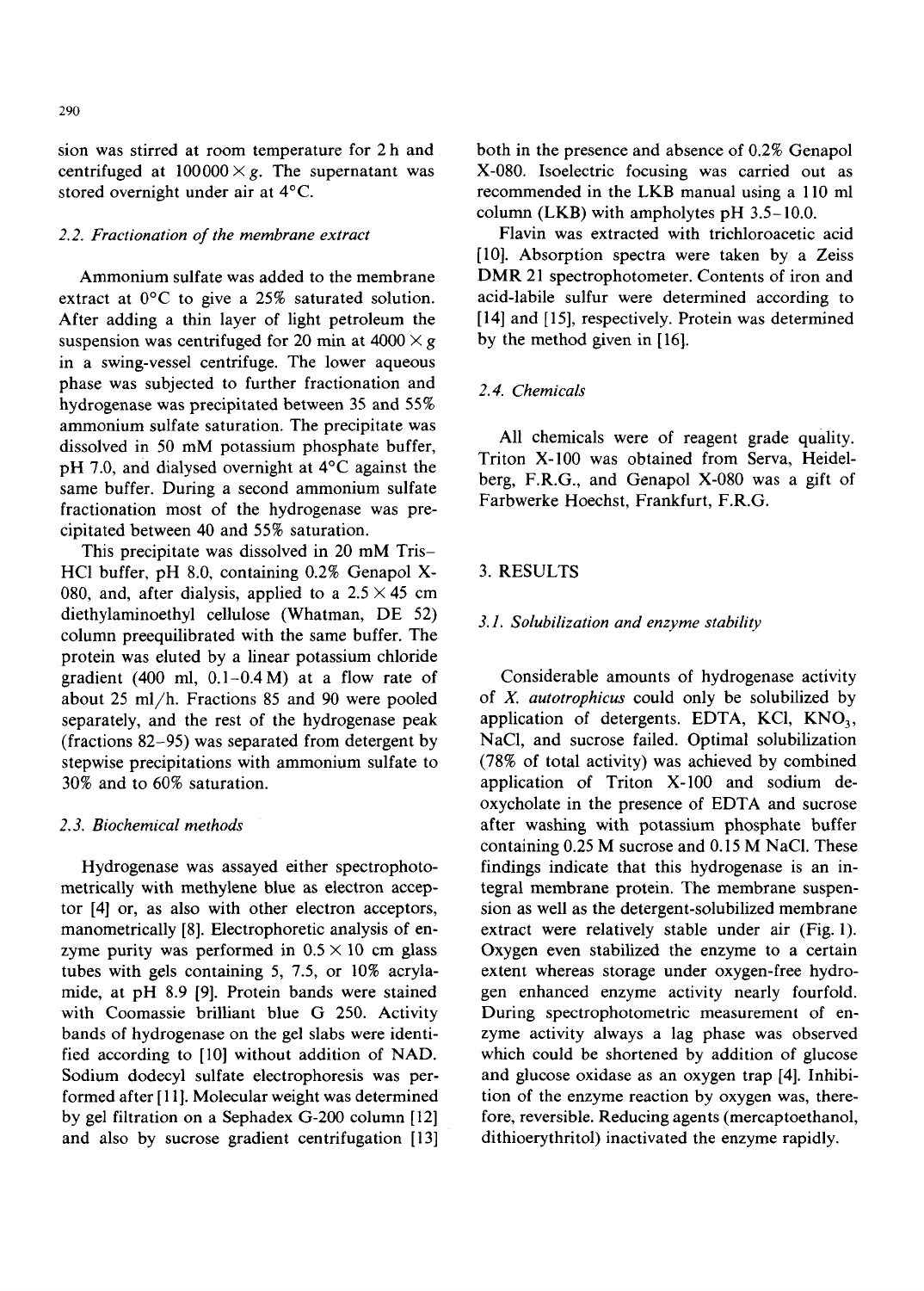sion was stirred at room temperature for 2 h and centrifuged at $100000 \times g$. The supernatant was stored overnight under air at 4°C.

### 2.2. Fractionation of the membrane extract

Ammonium sulfate was added to the membrane extract at 0°C to give a 25% saturated solution. After adding a thin layer of light petroleum the suspension was centrifuged for 20 min at $4000 \times g$ in a swing-vessel centrifuge. The lower aqueous phase was subjected to further fractionation and hydrogenase was precipitated between 35 and 55% ammonium sulfate saturation. The precipitate was dissolved in 50 mM potassium phosphate buffer, pH 7.0, and dialysed overnight at 4°C against the same buffer. During a second ammonium sulfate fractionation most of the hydrogenase was precipitated between 40 and 55% saturation.

This precipitate was dissolved in 20 mM Tris–HCl buffer, pH 8.0, containing 0.2% Genapol X-080, and, after dialysis, applied to a $2.5 \times 45$ cm diethylaminoethyl cellulose (Whatman, DE 52) column preequilibrated with the same buffer. The protein was eluted by a linear potassium chloride gradient (400 ml, 0.1–0.4 M) at a flow rate of about 25 ml/h. Fractions 85 and 90 were pooled separately, and the rest of the hydrogenase peak (fractions 82–95) was separated from detergent by stepwise precipitations with ammonium sulfate to 30% and to 60% saturation.

### 2.3. Biochemical methods

Hydrogenase was assayed either spectrophotometrically with methylene blue as electron acceptor [4] or, as also with other electron acceptors, manometrically [8]. Electrophoretic analysis of enzyme purity was performed in $0.5 \times 10$ cm glass tubes with gels containing 5, 7.5, or 10% acrylamide, at pH 8.9 [9]. Protein bands were stained with Coomassie brilliant blue G 250. Activity bands of hydrogenase on the gel slabs were identified according to [10] without addition of NAD. Sodium dodecyl sulfate electrophoresis was performed after [11]. Molecular weight was determined by gel filtration on a Sephadex G-200 column [12] and also by sucrose gradient centrifugation [13] both in the presence and absence of 0.2% Genapol X-080. Isoelectric focusing was carried out as recommended in the LKB manual using a 110 ml column (LKB) with ampholytes pH 3.5–10.0.

Flavin was extracted with trichloroacetic acid [10]. Absorption spectra were taken by a Zeiss DMR 21 spectrophotometer. Contents of iron and acid-labile sulfur were determined according to [14] and [15], respectively. Protein was determined by the method given in [16].

### 2.4. Chemicals

All chemicals were of reagent grade quality. Triton X-100 was obtained from Serva, Heidelberg, F.R.G., and Genapol X-080 was a gift of Farbwerke Hoechst, Frankfurt, F.R.G.

## 3. RESULTS

### 3.1. Solubilization and enzyme stability

Considerable amounts of hydrogenase activity of *X. autotrophicus* could only be solubilized by application of detergents. EDTA, KCl, $KNO_3$, NaCl, and sucrose failed. Optimal solubilization (78% of total activity) was achieved by combined application of Triton X-100 and sodium deoxycholate in the presence of EDTA and sucrose after washing with potassium phosphate buffer containing 0.25 M sucrose and 0.15 M NaCl. These findings indicate that this hydrogenase is an integral membrane protein. The membrane suspension as well as the detergent-solubilized membrane extract were relatively stable under air (Fig. 1). Oxygen even stabilized the enzyme to a certain extent whereas storage under oxygen-free hydrogen enhanced enzyme activity nearly fourfold. During spectrophotometric measurement of enzyme activity always a lag phase was observed which could be shortened by addition of glucose and glucose oxidase as an oxygen trap [4]. Inhibition of the enzyme reaction by oxygen was, therefore, reversible. Reducing agents (mercaptoethanol, dithioerythritol) inactivated the enzyme rapidly.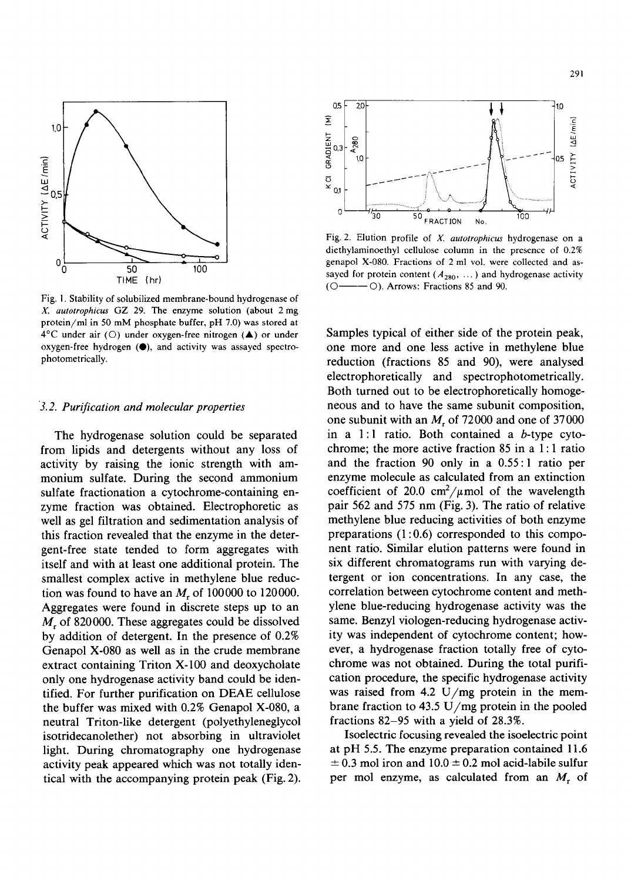Fig. 1. Stability of solubilized membrane-bound hydrogenase of *X. autotrophicus* GZ 29. The enzyme solution (about 2 mg protein/ml in 50 mM phosphate buffer, pH 7.0) was stored at 4°C under air (○) under oxygen-free nitrogen (▲) or under oxygen-free hydrogen (●), and activity was assayed spectrophotometrically.

### 3.2. Purification and molecular properties

The hydrogenase solution could be separated from lipids and detergents without any loss of activity by raising the ionic strength with ammonium sulfate. During the second ammonium sulfate fractionation a cytochrome-containing enzyme fraction was obtained. Electrophoretic as well as gel filtration and sedimentation analysis of this fraction revealed that the enzyme in the detergent-free state tended to form aggregates with itself and with at least one additional protein. The smallest complex active in methylene blue reduction was found to have an $M_r$ of 100000 to 120000. Aggregates were found in discrete steps up to an $M_r$ of 820000. These aggregates could be dissolved by addition of detergent. In the presence of 0.2% Genapol X-080 as well as in the crude membrane extract containing Triton X-100 and deoxycholate only one hydrogenase activity band could be identified. For further purification on DEAE cellulose the buffer was mixed with 0.2% Genapol X-080, a neutral Triton-like detergent (polyethyleneglycol isotridecanolether) not absorbing in ultraviolet light. During chromatography one hydrogenase activity peak appeared which was not totally identical with the accompanying protein peak (Fig. 2).

Fig. 2. Elution profile of *X. autotrophicus* hydrogenase on a diethylaminoethyl cellulose column in the presence of 0.2% genapol X-080. Fractions of 2 ml vol. were collected and assayed for protein content ($A_{280}$, ...) and hydrogenase activity (○——○). Arrows: Fractions 85 and 90.

Samples typical of either side of the protein peak, one more and one less active in methylene blue reduction (fractions 85 and 90), were analysed electrophoretically and spectrophotometrically. Both turned out to be electrophoretically homogeneous and to have the same subunit composition, one subunit with an $M_r$ of 72000 and one of 37000 in a 1:1 ratio. Both contained a *b*-type cytochrome; the more active fraction 85 in a 1:1 ratio and the fraction 90 only in a 0.55:1 ratio per enzyme molecule as calculated from an extinction coefficient of 20.0 $cm^2/\mu mol$ of the wavelength pair 562 and 575 nm (Fig. 3). The ratio of relative methylene blue reducing activities of both enzyme preparations (1:0.6) corresponded to this component ratio. Similar elution patterns were found in six different chromatograms run with varying detergent or ion concentrations. In any case, the correlation between cytochrome content and methylene blue-reducing hydrogenase activity was the same. Benzyl viologen-reducing hydrogenase activity was independent of cytochrome content; however, a hydrogenase fraction totally free of cytochrome was not obtained. During the total purification procedure, the specific hydrogenase activity was raised from 4.2 U/mg protein in the membrane fraction to 43.5 U/mg protein in the pooled fractions 82–95 with a yield of 28.3%.

Isoelectric focusing revealed the isoelectric point at pH 5.5. The enzyme preparation contained 11.6 ± 0.3 mol iron and 10.0 ± 0.2 mol acid-labile sulfur per mol enzyme, as calculated from an $M_r$ of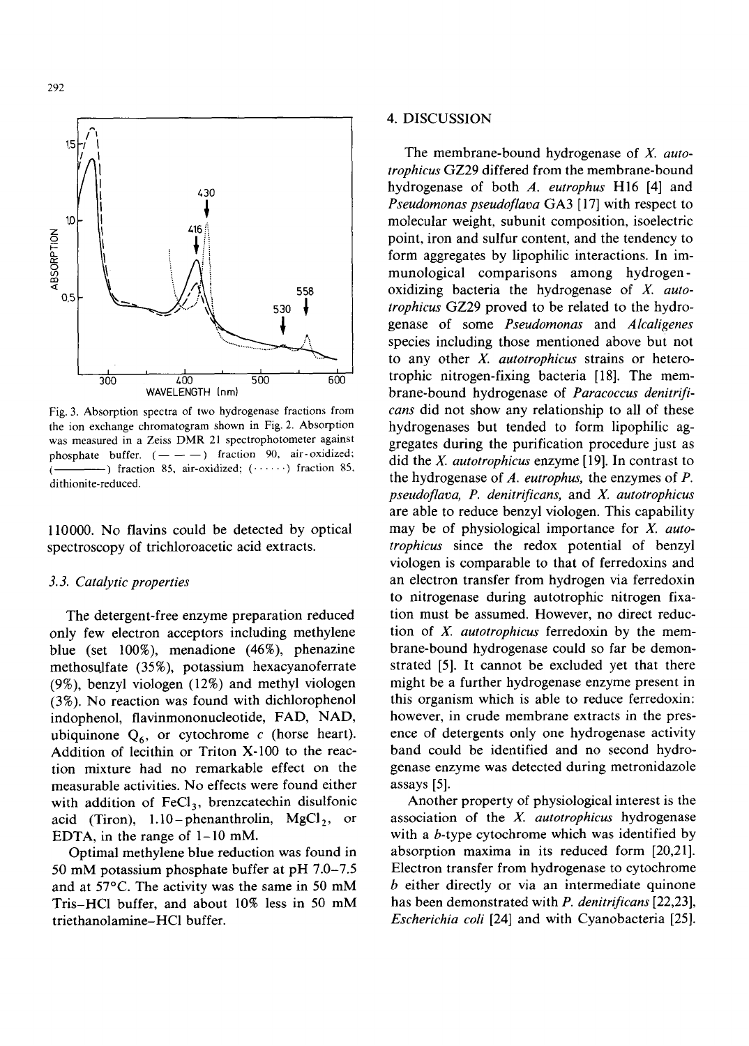Fig. 3. Absorption spectra of two hydrogenase fractions from the ion exchange chromatogram shown in Fig. 2. Absorption was measured in a Zeiss DMR 21 spectrophotometer against phosphate buffer. (— — —) fraction 90, air-oxidized; (————) fraction 85, air-oxidized; (······) fraction 85, dithionite-reduced.

110000. No flavins could be detected by optical spectroscopy of trichloroacetic acid extracts.

### 3.3. Catalytic properties

The detergent-free enzyme preparation reduced only few electron acceptors including methylene blue (set 100%), menadione (46%), phenazine methosulfate (35%), potassium hexacyanoferrate (9%), benzyl viologen (12%) and methyl viologen (3%). No reaction was found with dichlorophenol indophenol, flavinmononucleotide, FAD, NAD, ubiquinone $Q_6$, or cytochrome *c* (horse heart). Addition of lecithin or Triton X-100 to the reaction mixture had no remarkable effect on the measurable activities. No effects were found either with addition of $FeCl_3$, brenzcatechin disulfonic acid (Tiron), 1.10-phenanthrolin, $MgCl_2$, or EDTA, in the range of 1–10 mM.

Optimal methylene blue reduction was found in 50 mM potassium phosphate buffer at pH 7.0–7.5 and at 57°C. The activity was the same in 50 mM Tris-HCl buffer, and about 10% less in 50 mM triethanolamine-HCl buffer.

## 4. DISCUSSION

The membrane-bound hydrogenase of *X. autotrophicus* GZ29 differed from the membrane-bound hydrogenase of both *A. eutrophus* H16 [4] and *Pseudomonas pseudoflava* GA3 [17] with respect to molecular weight, subunit composition, isoelectric point, iron and sulfur content, and the tendency to form aggregates by lipophilic interactions. In immunological comparisons among hydrogen-oxidizing bacteria the hydrogenase of *X. autotrophicus* GZ29 proved to be related to the hydrogenase of some *Pseudomonas* and *Alcaligenes* species including those mentioned above but not to any other *X. autotrophicus* strains or heterotrophic nitrogen-fixing bacteria [18]. The membrane-bound hydrogenase of *Paracoccus denitrificans* did not show any relationship to all of these hydrogenases but tended to form lipophilic aggregates during the purification procedure just as did the *X. autotrophicus* enzyme [19]. In contrast to the hydrogenase of *A. eutrophus*, the enzymes of *P. pseudoflava, P. denitrificans,* and *X. autotrophicus* are able to reduce benzyl viologen. This capability may be of physiological importance for *X. autotrophicus* since the redox potential of benzyl viologen is comparable to that of ferredoxins and an electron transfer from hydrogen via ferredoxin to nitrogenase during autotrophic nitrogen fixation must be assumed. However, no direct reduction of *X. autotrophicus* ferredoxin by the membrane-bound hydrogenase could so far be demonstrated [5]. It cannot be excluded yet that there might be a further hydrogenase enzyme present in this organism which is able to reduce ferredoxin; however, in crude membrane extracts in the presence of detergents only one hydrogenase activity band could be identified and no second hydrogenase enzyme was detected during metronidazole assays [5].

Another property of physiological interest is the association of the *X. autotrophicus* hydrogenase with a *b*-type cytochrome which was identified by absorption maxima in its reduced form [20,21]. Electron transfer from hydrogenase to cytochrome *b* either directly or via an intermediate quinone has been demonstrated with *P. denitrificans* [22,23], *Escherichia coli* [24] and with Cyanobacteria [25].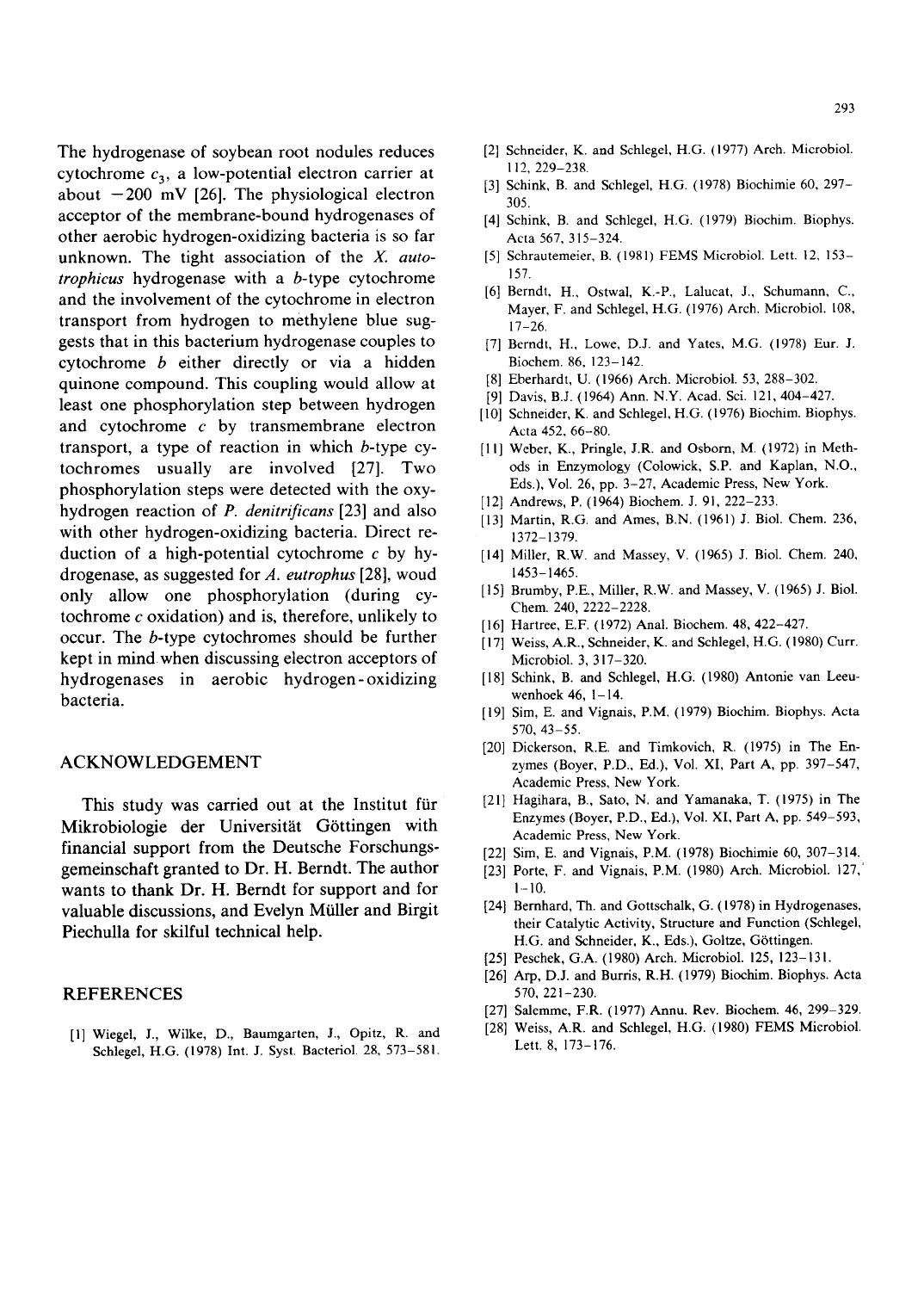The hydrogenase of soybean root nodules reduces cytochrome $c_3$, a low-potential electron carrier at about $-200$ mV [26]. The physiological electron acceptor of the membrane-bound hydrogenases of other aerobic hydrogen-oxidizing bacteria is so far unknown. The tight association of the *X. autotrophicus* hydrogenase with a *b*-type cytochrome and the involvement of the cytochrome in electron transport from hydrogen to methylene blue suggests that in this bacterium hydrogenase couples to cytochrome *b* either directly or via a hidden quinone compound. This coupling would allow at least one phosphorylation step between hydrogen and cytochrome *c* by transmembrane electron transport, a type of reaction in which *b*-type cytochromes usually are involved [27]. Two phosphorylation steps were detected with the oxyhydrogen reaction of *P. denitrificans* [23] and also with other hydrogen-oxidizing bacteria. Direct reduction of a high-potential cytochrome *c* by hydrogenase, as suggested for *A. eutrophus* [28], woud only allow one phosphorylation (during cytochrome *c* oxidation) and is, therefore, unlikely to occur. The *b*-type cytochromes should be further kept in mind when discussing electron acceptors of hydrogenases in aerobic hydrogen-oxidizing bacteria.

## ACKNOWLEDGEMENT

This study was carried out at the Institut für Mikrobiologie der Universität Göttingen with financial support from the Deutsche Forschungsgemeinschaft granted to Dr. H. Berndt. The author wants to thank Dr. H. Berndt for support and for valuable discussions, and Evelyn Müller and Birgit Piechulla for skilful technical help.

## REFERENCES

[1] Wiegel, J., Wilke, D., Baumgarten, J., Opitz, R. and Schlegel, H.G. (1978) Int. J. Syst. Bacteriol. 28, 573–581.

[2] Schneider, K. and Schlegel, H.G. (1977) Arch. Microbiol. 112, 229–238.

[3] Schink, B. and Schlegel, H.G. (1978) Biochimie 60, 297–305.

[4] Schink, B. and Schlegel, H.G. (1979) Biochim. Biophys. Acta 567, 315–324.

[5] Schrautemeier, B. (1981) FEMS Microbiol. Lett. 12, 153–157.

[6] Berndt, H., Ostwal, K.-P., Lalucat, J., Schumann, C., Mayer, F. and Schlegel, H.G. (1976) Arch. Microbiol. 108, 17–26.

[7] Berndt, H., Lowe, D.J. and Yates, M.G. (1978) Eur. J. Biochem. 86, 123–142.

[8] Eberhardt, U. (1966) Arch. Microbiol. 53, 288–302.

[9] Davis, B.J. (1964) Ann. N.Y. Acad. Sci. 121, 404–427.

[10] Schneider, K. and Schlegel, H.G. (1976) Biochim. Biophys. Acta 452, 66–80.

[11] Weber, K., Pringle, J.R. and Osborn, M. (1972) in Methods in Enzymology (Colowick, S.P. and Kaplan, N.O., Eds.), Vol. 26, pp. 3–27, Academic Press, New York.

[12] Andrews, P. (1964) Biochem. J. 91, 222–233.

[13] Martin, R.G. and Ames, B.N. (1961) J. Biol. Chem. 236, 1372–1379.

[14] Miller, R.W. and Massey, V. (1965) J. Biol. Chem. 240, 1453–1465.

[15] Brumby, P.E., Miller, R.W. and Massey, V. (1965) J. Biol. Chem. 240, 2222–2228.

[16] Hartree, E.F. (1972) Anal. Biochem. 48, 422–427.

[17] Weiss, A.R., Schneider, K. and Schlegel, H.G. (1980) Curr. Microbiol. 3, 317–320.

[18] Schink, B. and Schlegel, H.G. (1980) Antonie van Leeuwenhoek 46, 1–14.

[19] Sim, E. and Vignais, P.M. (1979) Biochim. Biophys. Acta 570, 43–55.

[20] Dickerson, R.E. and Timkovich, R. (1975) in The Enzymes (Boyer, P.D., Ed.), Vol. XI, Part A, pp. 397–547, Academic Press, New York.

[21] Hagihara, B., Sato, N. and Yamanaka, T. (1975) in The Enzymes (Boyer, P.D., Ed.), Vol. XI, Part A, pp. 549–593, Academic Press, New York.

[22] Sim, E. and Vignais, P.M. (1978) Biochimie 60, 307–314.

[23] Porte, F. and Vignais, P.M. (1980) Arch. Microbiol. 127, 1–10.

[24] Bernhard, Th. and Gottschalk, G. (1978) in Hydrogenases, their Catalytic Activity, Structure and Function (Schlegel, H.G. and Schneider, K., Eds.), Goltze, Göttingen.

[25] Peschek, G.A. (1980) Arch. Microbiol. 125, 123–131.

[26] Arp, D.J. and Burris, R.H. (1979) Biochim. Biophys. Acta 570, 221–230.

[27] Salemme, F.R. (1977) Annu. Rev. Biochem. 46, 299–329.

[28] Weiss, A.R. and Schlegel, H.G. (1980) FEMS Microbiol. Lett. 8, 173–176.